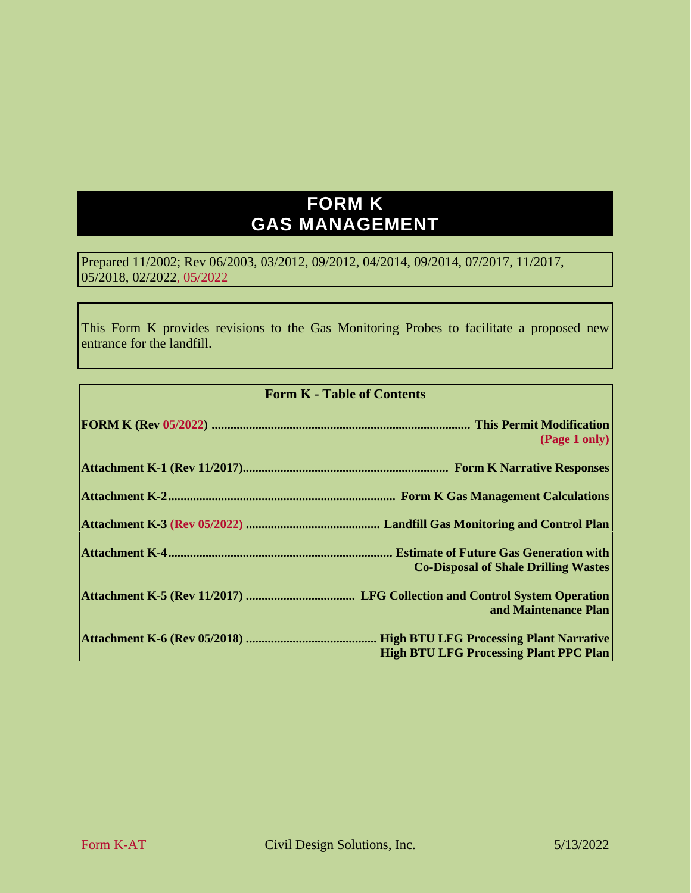# FORM K
# GAS MANAGEMENT

Prepared 11/2002; Rev 06/2003, 03/2012, 09/2012, 04/2014, 09/2014, 07/2017, 11/2017, 05/2018, 02/2022, 05/2022

This Form K provides revisions to the Gas Monitoring Probes to facilitate a proposed new entrance for the landfill.

**Form K - Table of Contents**

| | |
|---|---|
| **FORM K (Rev 05/2022)** | **This Permit Modification (Page 1 only)** |
| **Attachment K-1 (Rev 11/2017)** | **Form K Narrative Responses** |
| **Attachment K-2** | **Form K Gas Management Calculations** |
| **Attachment K-3 (Rev 05/2022)** | **Landfill Gas Monitoring and Control Plan** |
| **Attachment K-4** | **Estimate of Future Gas Generation with Co-Disposal of Shale Drilling Wastes** |
| **Attachment K-5 (Rev 11/2017)** | **LFG Collection and Control System Operation and Maintenance Plan** |
| **Attachment K-6 (Rev 05/2018)** | **High BTU LFG Processing Plant Narrative High BTU LFG Processing Plant PPC Plan** |

Form K-AT Civil Design Solutions, Inc. 5/13/2022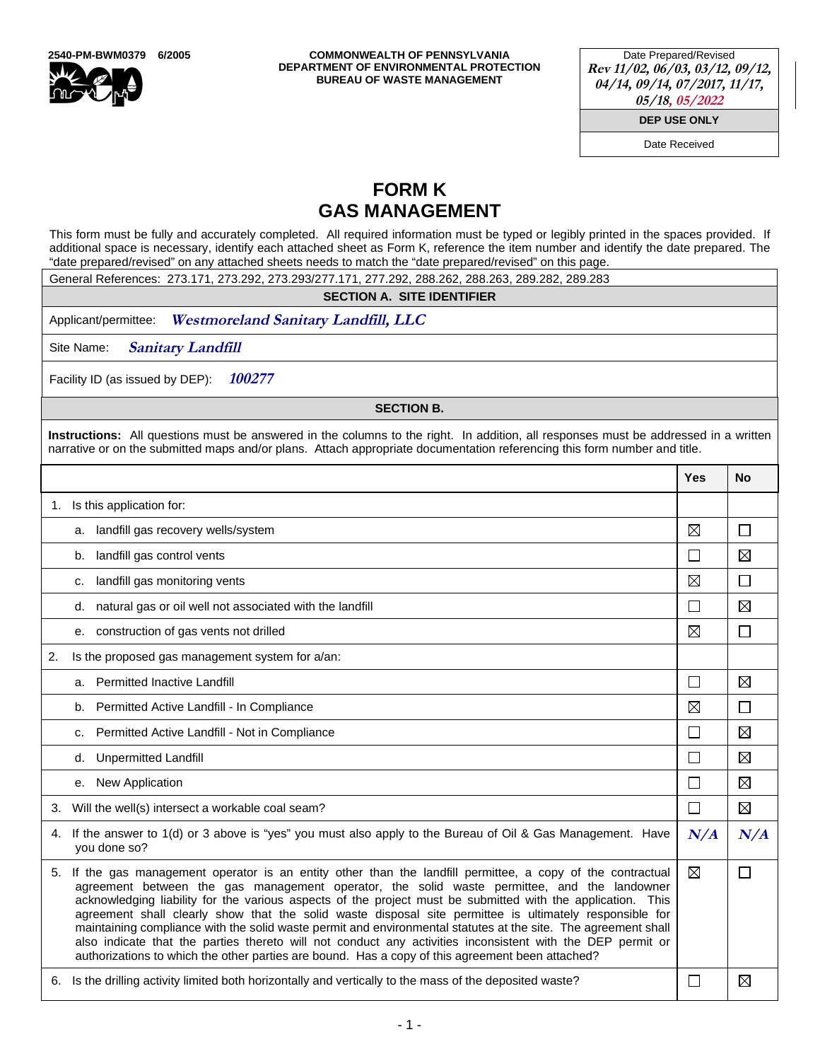2540-PM-BWM0379 6/2005

COMMONWEALTH OF PENNSYLVANIA
DEPARTMENT OF ENVIRONMENTAL PROTECTION
BUREAU OF WASTE MANAGEMENT

| Date Prepared/Revised |
|---|
| *Rev 11/02, 06/03, 03/12, 09/12, 04/14, 09/14, 07/2017, 11/17, 05/18, 05/2022* |
| **DEP USE ONLY** |
| Date Received |

# FORM K
# GAS MANAGEMENT

This form must be fully and accurately completed. All required information must be typed or legibly printed in the spaces provided. If additional space is necessary, identify each attached sheet as Form K, reference the item number and identify the date prepared. The "date prepared/revised" on any attached sheets needs to match the "date prepared/revised" on this page.

General References: 273.171, 273.292, 273.293/277.171, 277.292, 288.262, 288.263, 289.282, 289.283

## SECTION A. SITE IDENTIFIER

Applicant/permittee: *Westmoreland Sanitary Landfill, LLC*

Site Name: *Sanitary Landfill*

Facility ID (as issued by DEP): *100277*

## SECTION B.

**Instructions:** All questions must be answered in the columns to the right. In addition, all responses must be addressed in a written narrative or on the submitted maps and/or plans. Attach appropriate documentation referencing this form number and title.

| | Yes | No |
|---|---|---|
| 1. Is this application for: | | |
| a. landfill gas recovery wells/system | ☒ | ☐ |
| b. landfill gas control vents | ☐ | ☒ |
| c. landfill gas monitoring vents | ☒ | ☐ |
| d. natural gas or oil well not associated with the landfill | ☐ | ☒ |
| e. construction of gas vents not drilled | ☒ | ☐ |
| 2. Is the proposed gas management system for a/an: | | |
| a. Permitted Inactive Landfill | ☐ | ☒ |
| b. Permitted Active Landfill - In Compliance | ☒ | ☐ |
| c. Permitted Active Landfill - Not in Compliance | ☐ | ☒ |
| d. Unpermitted Landfill | ☐ | ☒ |
| e. New Application | ☐ | ☒ |
| 3. Will the well(s) intersect a workable coal seam? | ☐ | ☒ |
| 4. If the answer to 1(d) or 3 above is "yes" you must also apply to the Bureau of Oil & Gas Management. Have you done so? | *N/A* | *N/A* |
| 5. If the gas management operator is an entity other than the landfill permittee, a copy of the contractual agreement between the gas management operator, the solid waste permittee, and the landowner acknowledging liability for the various aspects of the project must be submitted with the application. This agreement shall clearly show that the solid waste disposal site permittee is ultimately responsible for maintaining compliance with the solid waste permit and environmental statutes at the site. The agreement shall also indicate that the parties thereto will not conduct any activities inconsistent with the DEP permit or authorizations to which the other parties are bound. Has a copy of this agreement been attached? | ☒ | ☐ |
| 6. Is the drilling activity limited both horizontally and vertically to the mass of the deposited waste? | ☐ | ☒ |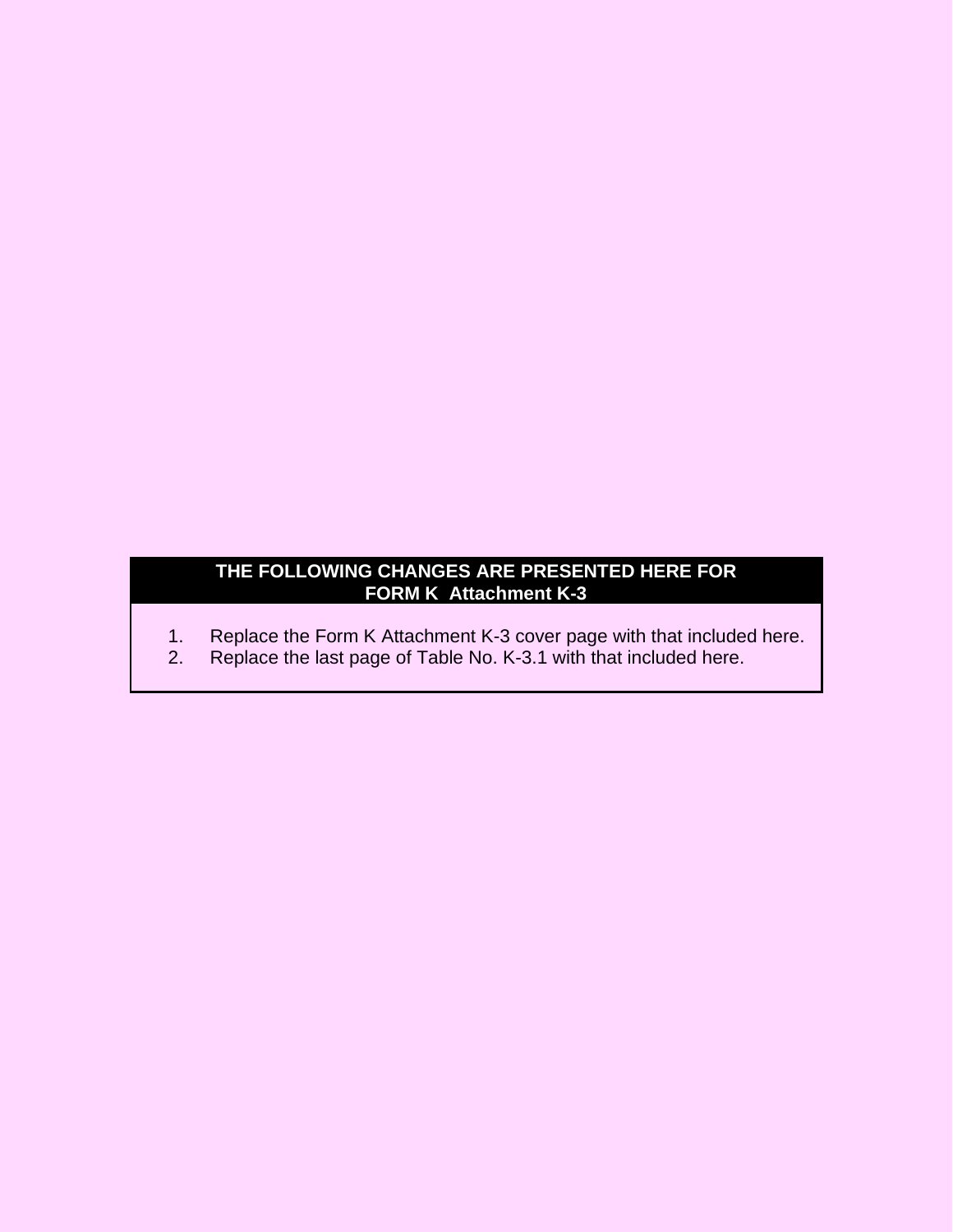**THE FOLLOWING CHANGES ARE PRESENTED HERE FOR FORM K Attachment K-3**

1. Replace the Form K Attachment K-3 cover page with that included here.
2. Replace the last page of Table No. K-3.1 with that included here.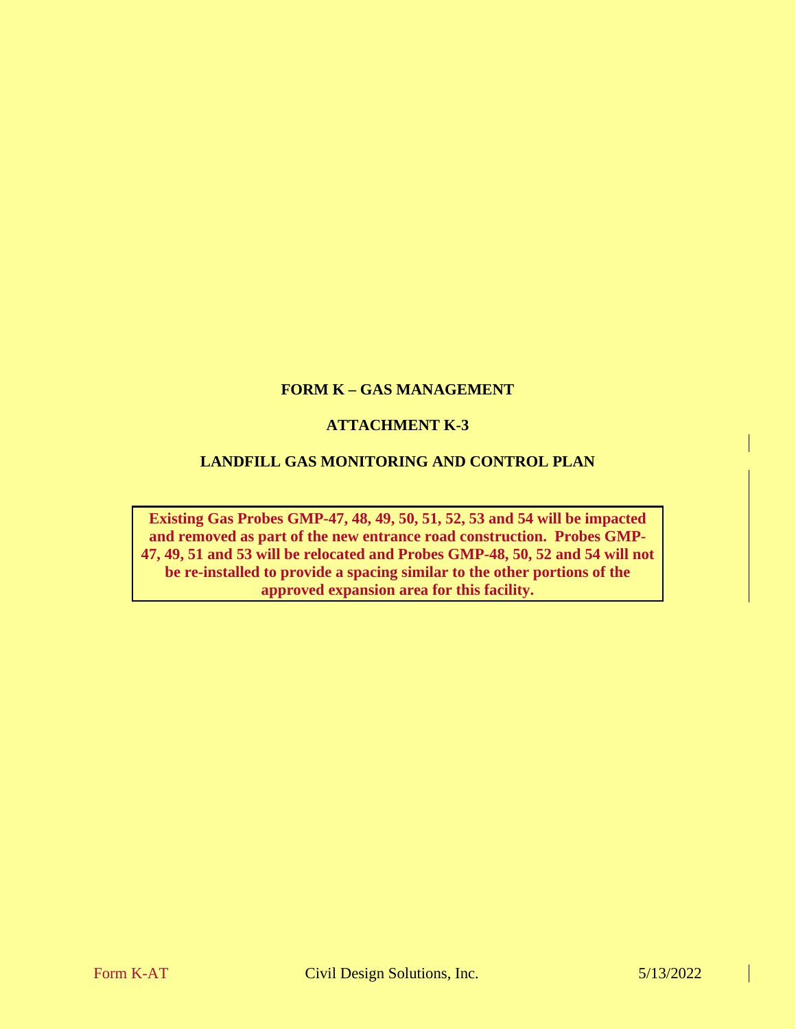**FORM K – GAS MANAGEMENT**

**ATTACHMENT K-3**

**LANDFILL GAS MONITORING AND CONTROL PLAN**

**Existing Gas Probes GMP-47, 48, 49, 50, 51, 52, 53 and 54 will be impacted and removed as part of the new entrance road construction. Probes GMP-47, 49, 51 and 53 will be relocated and Probes GMP-48, 50, 52 and 54 will not be re-installed to provide a spacing similar to the other portions of the approved expansion area for this facility.**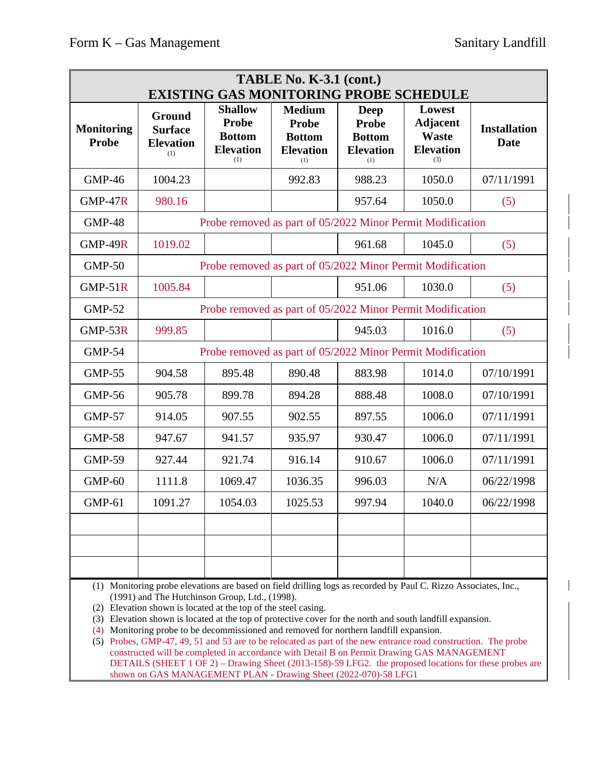| TABLE No. K-3.1 (cont.) EXISTING GAS MONITORING PROBE SCHEDULE | | | | | | |
|---|---|---|---|---|---|---|
| Monitoring Probe | Ground Surface Elevation (1) | Shallow Probe Bottom Elevation (1) | Medium Probe Bottom Elevation (1) | Deep Probe Bottom Elevation (1) | Lowest Adjacent Waste Elevation (3) | Installation Date |
| GMP-46 | 1004.23 | | 992.83 | 988.23 | 1050.0 | 07/11/1991 |
| GMP-47R | 980.16 | | | 957.64 | 1050.0 | (5) |
| GMP-48 | Probe removed as part of 05/2022 Minor Permit Modification | | | | | |
| GMP-49R | 1019.02 | | | 961.68 | 1045.0 | (5) |
| GMP-50 | Probe removed as part of 05/2022 Minor Permit Modification | | | | | |
| GMP-51R | 1005.84 | | | 951.06 | 1030.0 | (5) |
| GMP-52 | Probe removed as part of 05/2022 Minor Permit Modification | | | | | |
| GMP-53R | 999.85 | | | 945.03 | 1016.0 | (5) |
| GMP-54 | Probe removed as part of 05/2022 Minor Permit Modification | | | | | |
| GMP-55 | 904.58 | 895.48 | 890.48 | 883.98 | 1014.0 | 07/10/1991 |
| GMP-56 | 905.78 | 899.78 | 894.28 | 888.48 | 1008.0 | 07/10/1991 |
| GMP-57 | 914.05 | 907.55 | 902.55 | 897.55 | 1006.0 | 07/11/1991 |
| GMP-58 | 947.67 | 941.57 | 935.97 | 930.47 | 1006.0 | 07/11/1991 |
| GMP-59 | 927.44 | 921.74 | 916.14 | 910.67 | 1006.0 | 07/11/1991 |
| GMP-60 | 1111.8 | 1069.47 | 1036.35 | 996.03 | N/A | 06/22/1998 |
| GMP-61 | 1091.27 | 1054.03 | 1025.53 | 997.94 | 1040.0 | 06/22/1998 |
| | | | | | | |
| | | | | | | |
| | | | | | | |

(1) Monitoring probe elevations are based on field drilling logs as recorded by Paul C. Rizzo Associates, Inc., (1991) and The Hutchinson Group, Ltd., (1998).
(2) Elevation shown is located at the top of the steel casing.
(3) Elevation shown is located at the top of protective cover for the north and south landfill expansion.
(4) Monitoring probe to be decommissioned and removed for northern landfill expansion.
(5) Probes, GMP-47, 49, 51 and 53 are to be relocated as part of the new entrance road construction. The probe constructed will be completed in accordance with Detail B on Permit Drawing GAS MANAGEMENT DETAILS (SHEET 1 OF 2) – Drawing Sheet (2013-158)-59 LFG2. the proposed locations for these probes are shown on GAS MANAGEMENT PLAN - Drawing Sheet (2022-070)-58 LFG1